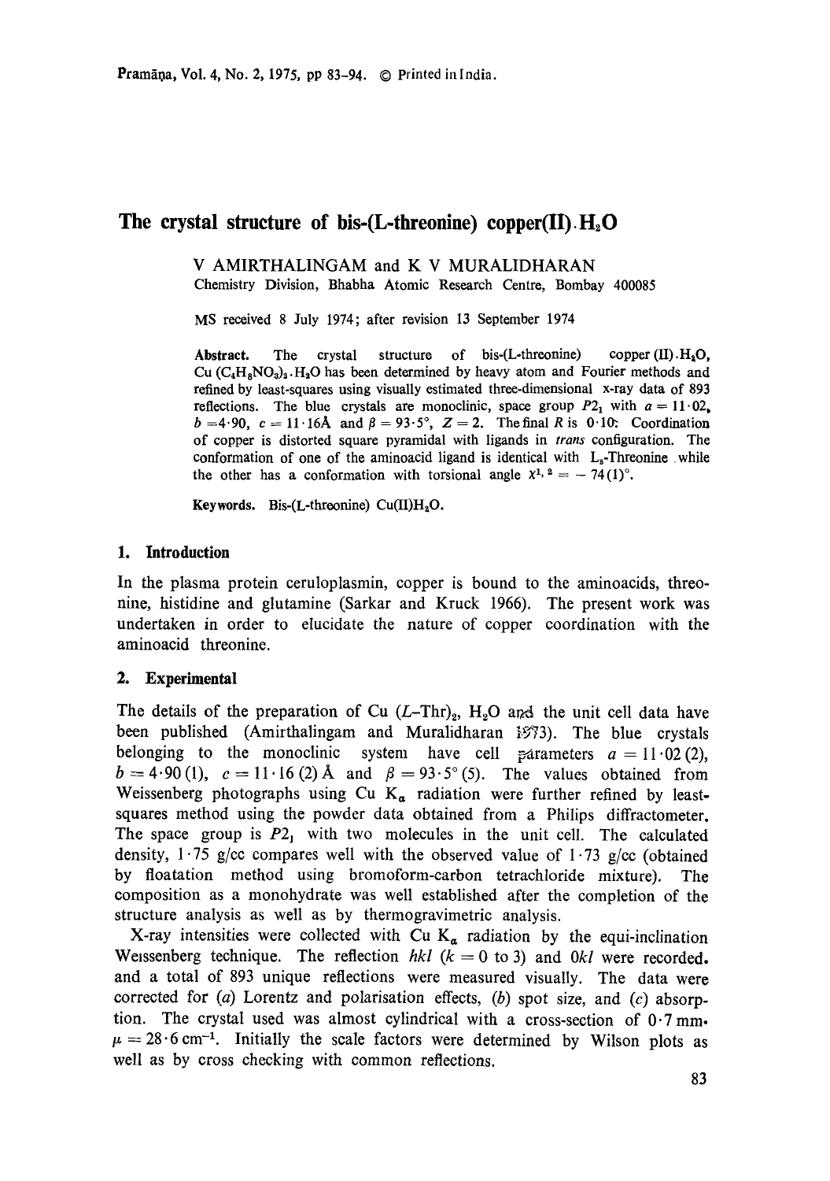# The crystal structure of bis-(L-threonine) copper(II).$H_2O$

V AMIRTHALINGAM and K V MURALIDHARAN
Chemistry Division, Bhabha Atomic Research Centre, Bombay 400085

MS received 8 July 1974; after revision 13 September 1974

**Abstract.** The crystal structure of bis-(L-threonine) copper (II).$H_2O$, Cu $(C_4H_8NO_3)_2.H_2O$ has been determined by heavy atom and Fourier methods and refined by least-squares using visually estimated three-dimensional x-ray data of 893 reflections. The blue crystals are monoclinic, space group $P2_1$ with $a = 11 \cdot 02$, $b = 4 \cdot 90$, $c = 11 \cdot 16$ Å and $\beta = 93 \cdot 5°$, $Z = 2$. The final R is 0·10. Coordination of copper is distorted square pyramidal with ligands in *trans* configuration. The conformation of one of the aminoacid ligand is identical with $L_s$-Threonine while the other has a conformation with torsional angle $\chi^{1,2} = -74(1)°$.

**Keywords.** Bis-(L-threonine) Cu(II)$H_2O$.

## 1. Introduction

In the plasma protein ceruloplasmin, copper is bound to the aminoacids, threonine, histidine and glutamine (Sarkar and Kruck 1966). The present work was undertaken in order to elucidate the nature of copper coordination with the aminoacid threonine.

## 2. Experimental

The details of the preparation of Cu $(L\text{-Thr})_2$, $H_2O$ and the unit cell data have been published (Amirthalingam and Muralidharan 1973). The blue crystals belonging to the monoclinic system have cell parameters $a = 11 \cdot 02$ (2), $b = 4 \cdot 90$ (1), $c = 11 \cdot 16$ (2) Å and $\beta = 93 \cdot 5°$ (5). The values obtained from Weissenberg photographs using Cu $K_\alpha$ radiation were further refined by least-squares method using the powder data obtained from a Philips diffractometer. The space group is $P2_1$ with two molecules in the unit cell. The calculated density, 1·75 g/cc compares well with the observed value of 1·73 g/cc (obtained by floatation method using bromoform-carbon tetrachloride mixture). The composition as a monohydrate was well established after the completion of the structure analysis as well as by thermogravimetric analysis.

X-ray intensities were collected with Cu $K_\alpha$ radiation by the equi-inclination Weissenberg technique. The reflection *hkl* ($k = 0$ to 3) and $0kl$ were recorded. and a total of 893 unique reflections were measured visually. The data were corrected for (*a*) Lorentz and polarisation effects, (*b*) spot size, and (*c*) absorption. The crystal used was almost cylindrical with a cross-section of 0·7 mm. $\mu = 28 \cdot 6$ cm$^{-1}$. Initially the scale factors were determined by Wilson plots as well as by cross checking with common reflections.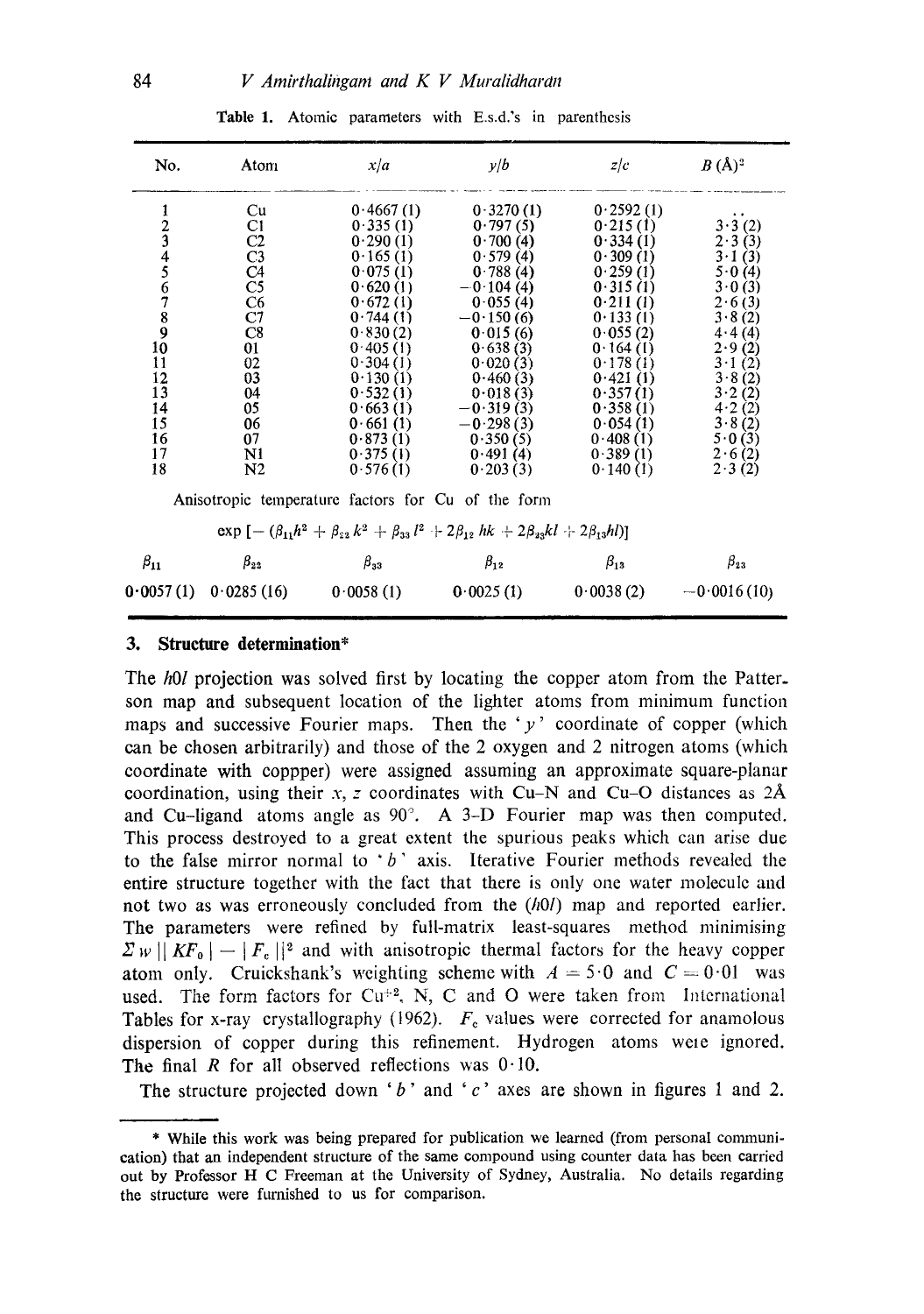**Table 1.** Atomic parameters with E.s.d.'s in parenthesis

| No. | Atom | $x/a$ | $y/b$ | $z/c$ | $B$ (Å)$^2$ |
|---|---|---|---|---|---|
| 1 | Cu | 0·4667 (1) | 0·3270 (1) | 0·2592 (1) | .. |
| 2 | C1 | 0·335 (1) | 0·797 (5) | 0·215 (1) | 3·3 (2) |
| 3 | C2 | 0·290 (1) | 0·700 (4) | 0·334 (1) | 2·3 (3) |
| 4 | C3 | 0·165 (1) | 0·579 (4) | 0·309 (1) | 3·1 (3) |
| 5 | C4 | 0·075 (1) | 0·788 (4) | 0·259 (1) | 5·0 (4) |
| 6 | C5 | 0·620 (1) | −0·104 (4) | 0·315 (1) | 3·0 (3) |
| 7 | C6 | 0·672 (1) | 0·055 (4) | 0·211 (1) | 2·6 (3) |
| 8 | C7 | 0·744 (1) | −0·150 (6) | 0·133 (1) | 3·8 (2) |
| 9 | C8 | 0·830 (2) | 0·015 (6) | 0·055 (2) | 4·4 (4) |
| 10 | O1 | 0·405 (1) | 0·638 (3) | 0·164 (1) | 2·9 (2) |
| 11 | O2 | 0·304 (1) | 0·020 (3) | 0·178 (1) | 3·1 (2) |
| 12 | O3 | 0·130 (1) | 0·460 (3) | 0·421 (1) | 3·8 (2) |
| 13 | O4 | 0·532 (1) | 0·018 (3) | 0·357 (1) | 3·2 (2) |
| 14 | O5 | 0·663 (1) | −0·319 (3) | 0·358 (1) | 4·2 (2) |
| 15 | O6 | 0·661 (1) | −0·298 (3) | 0·054 (1) | 3·8 (2) |
| 16 | O7 | 0·873 (1) | 0·350 (5) | 0·408 (1) | 5·0 (3) |
| 17 | N1 | 0·375 (1) | 0·491 (4) | 0·389 (1) | 2·6 (2) |
| 18 | N2 | 0·576 (1) | 0·203 (3) | 0·140 (1) | 2·3 (2) |

Anisotropic temperature factors for Cu of the form

$$\exp\left[-\left(\beta_{11}h^2 + \beta_{22}k^2 + \beta_{33}l^2 + 2\beta_{12}hk + 2\beta_{23}kl + 2\beta_{13}hl\right)\right]$$

| $\beta_{11}$ | $\beta_{22}$ | $\beta_{33}$ | $\beta_{12}$ | $\beta_{13}$ | $\beta_{23}$ |
|---|---|---|---|---|---|
| 0·0057 (1) | 0·0285 (16) | 0·0058 (1) | 0·0025 (1) | 0·0038 (2) | −0·0016 (10) |

## 3. Structure determination*

The $h0l$ projection was solved first by locating the copper atom from the Patterson map and subsequent location of the lighter atoms from minimum function maps and successive Fourier maps. Then the '$y$' coordinate of copper (which can be chosen arbitrarily) and those of the 2 oxygen and 2 nitrogen atoms (which coordinate with coppper) were assigned assuming an approximate square-planar coordination, using their $x$, $z$ coordinates with Cu–N and Cu–O distances as 2Å and Cu–ligand atoms angle as 90°. A 3-D Fourier map was then computed. This process destroyed to a great extent the spurious peaks which can arise due to the false mirror normal to '$b$' axis. Iterative Fourier methods revealed the entire structure together with the fact that there is only one water molecule and not two as was erroneously concluded from the ($h0l$) map and reported earlier. The parameters were refined by full-matrix least-squares method minimising $\Sigma w \,||KF_o| - |F_c||^2$ and with anisotropic thermal factors for the heavy copper atom only. Cruickshank's weighting scheme with $A = 5{\cdot}0$ and $C = 0{\cdot}01$ was used. The form factors for $Cu^{+2}$, N, C and O were taken from International Tables for x-ray crystallography (1962). $F_c$ values were corrected for anamolous dispersion of copper during this refinement. Hydrogen atoms weie ignored. The final $R$ for all observed reflections was 0·10.

The structure projected down '$b$' and '$c$' axes are shown in figures 1 and 2.

---

* While this work was being prepared for publication we learned (from personal communication) that an independent structure of the same compound using counter data has been carried out by Professor H C Freeman at the University of Sydney, Australia. No details regarding the structure were furnished to us for comparison.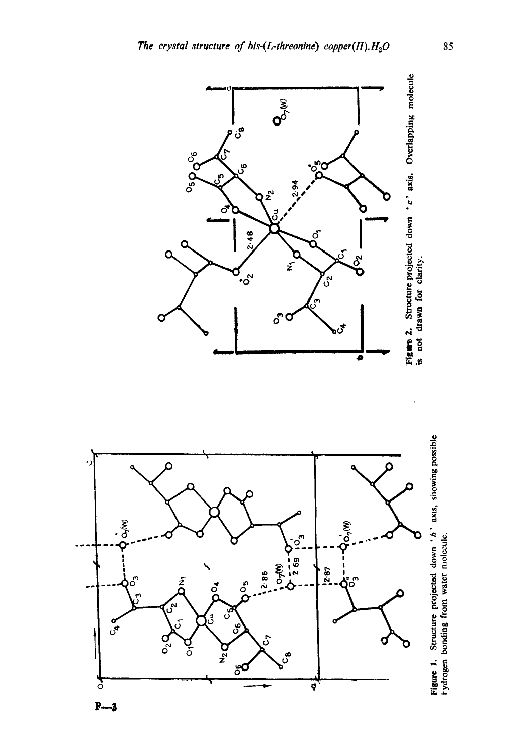**Figure 1.** Structure projected down '*b*' axis, showing possible hydrogen bonding from water molecule.

**Figure 2.** Structure projected down '*c*' axis. Overlapping molecule is not drawn for clarity.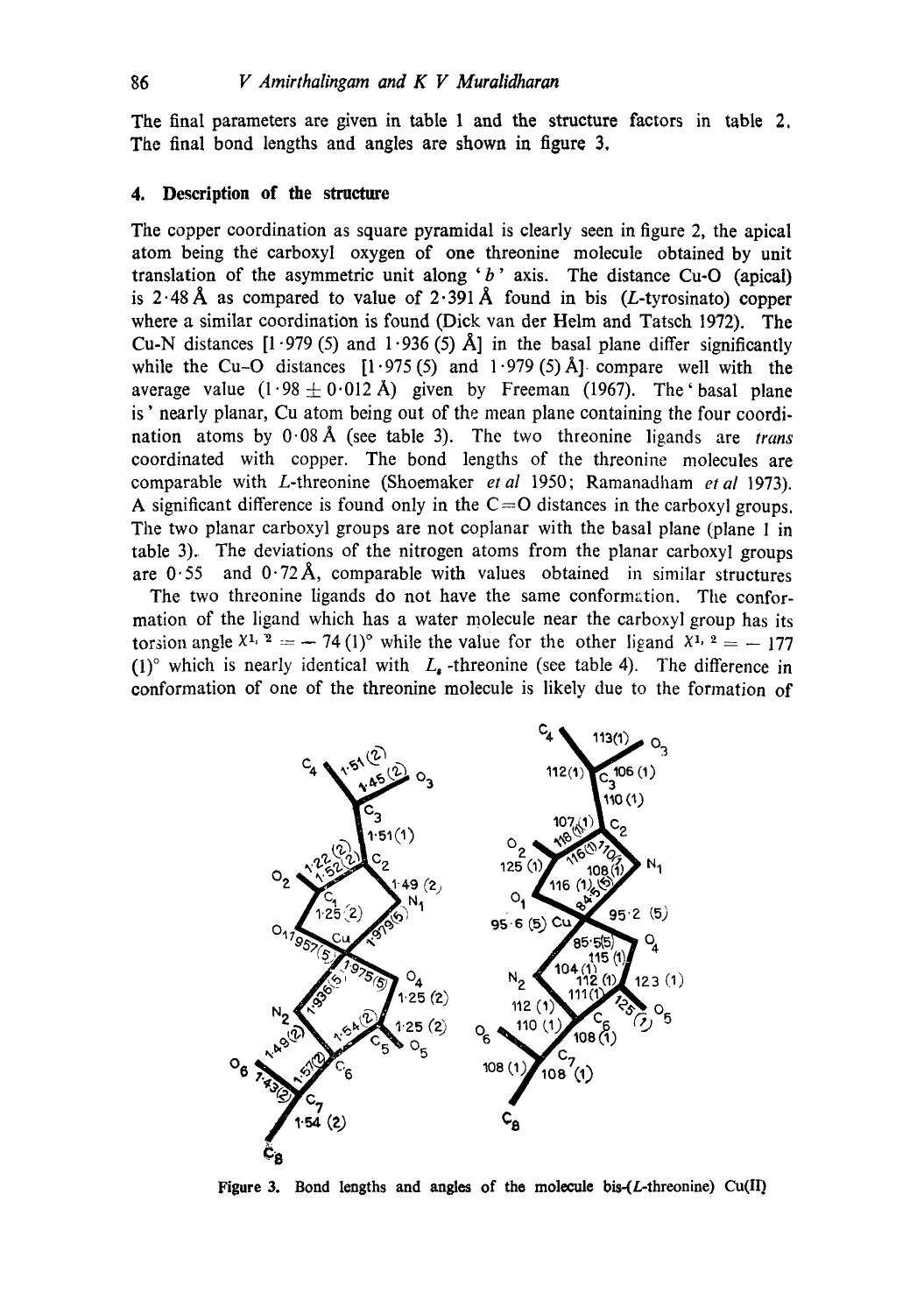The final parameters are given in table 1 and the structure factors in table 2. The final bond lengths and angles are shown in figure 3.

## 4. Description of the structure

The copper coordination as square pyramidal is clearly seen in figure 2, the apical atom being the carboxyl oxygen of one threonine molecule obtained by unit translation of the asymmetric unit along '*b*' axis. The distance Cu-O (apical) is 2·48 Å as compared to value of 2·391 Å found in bis (*L*-tyrosinato) copper where a similar coordination is found (Dick van der Helm and Tatsch 1972). The Cu-N distances [1·979 (5) and 1·936 (5) Å] in the basal plane differ significantly while the Cu-O distances [1·975 (5) and 1·979 (5) Å] compare well with the average value (1·98 ± 0·012 Å) given by Freeman (1967). The 'basal plane is' nearly planar, Cu atom being out of the mean plane containing the four coordination atoms by 0·08 Å (see table 3). The two threonine ligands are *trans* coordinated with copper. The bond lengths of the threonine molecules are comparable with *L*-threonine (Shoemaker *et al* 1950; Ramanadham *et al* 1973). A significant difference is found only in the C=O distances in the carboxyl groups. The two planar carboxyl groups are not coplanar with the basal plane (plane 1 in table 3). The deviations of the nitrogen atoms from the planar carboxyl groups are 0·55 and 0·72 Å, comparable with values obtained in similar structures

The two threonine ligands do not have the same conformation. The conformation of the ligand which has a water molecule near the carboxyl group has its torsion angle $\chi^{1,2} = -74\,(1)°$ while the value for the other ligand $\chi^{1,2} = -177\,(1)°$ which is nearly identical with $L_s$-threonine (see table 4). The difference in conformation of one of the threonine molecule is likely due to the formation of

Figure 3. Bond lengths and angles of the molecule bis-(*L*-threonine) Cu(II)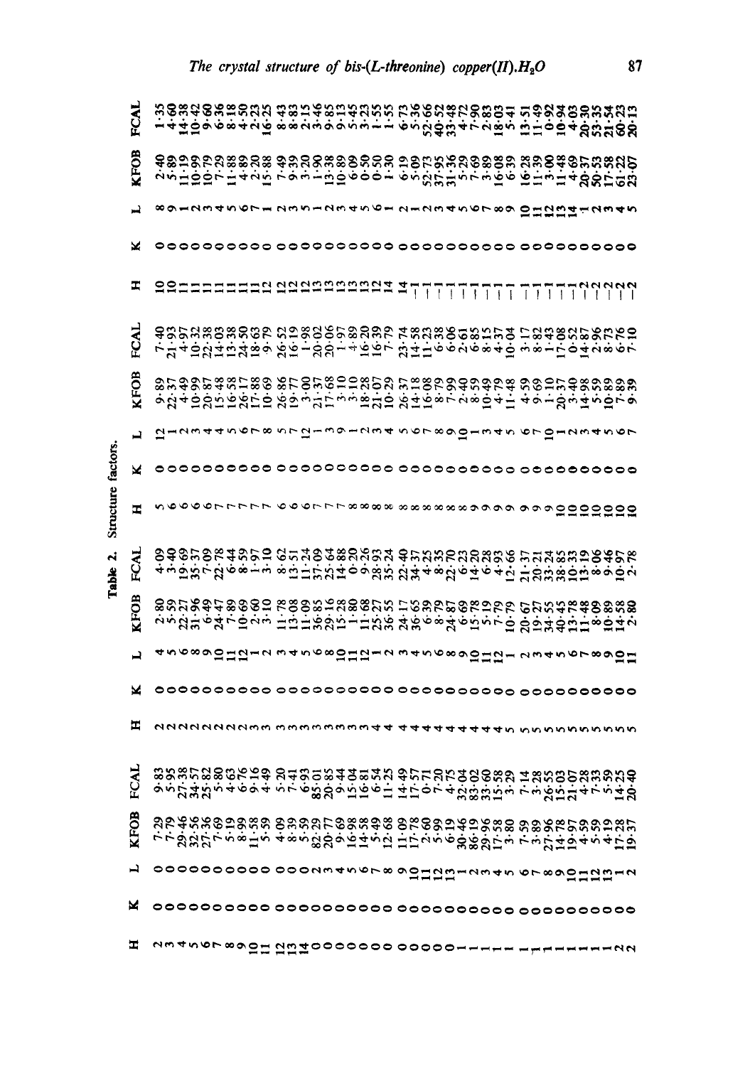Table 2. Structure factors.

| H | K | L | KFOB | FCAL | H | K | L | KFOB | FCAL | H | K | L | KFOB | FCAL | H | K | L | KFOB | FCAL |
|---|---|---|---|---|---|---|---|---|---|---|---|---|---|---|---|---|---|---|---|
| 2 | 0 | 0 | 7·29 | 9·83 | 2 | 0 | 4 | 2·80 | 4·09 | 5 | 0 | 12 | 9·89 | 7·40 | 10 | 0 | 8 | 2·40 | 1·35 |
| 3 | 0 | 0 | 7·79 | 5·95 | 2 | 0 | 5 | 5·59 | 3·40 | 6 | 0 | 1 | 22·37 | 21·93 | 10 | 0 | 9 | 5·89 | 4·60 |
| 4 | 0 | 0 | 29·46 | 27·38 | 2 | 0 | 6 | 22·27 | 19·69 | 6 | 0 | 2 | 4·49 | 4·97 | 11 | 0 | 1 | 11·19 | 14·38 |
| 5 | 0 | 0 | 32·56 | 34·57 | 2 | 0 | 8 | 31·96 | 35·37 | 6 | 0 | 3 | 10·99 | 10·32 | 11 | 0 | 2 | 10·99 | 10·42 |
| 6 | 0 | 0 | 27·36 | 25·82 | 2 | 0 | 9 | 6·49 | 7·09 | 6 | 0 | 4 | 20·87 | 22·38 | 11 | 0 | 3 | 10·79 | 9·60 |
| 7 | 0 | 0 | 7·69 | 5·80 | 2 | 0 | 10 | 24·47 | 22·78 | 7 | 0 | 4 | 15·48 | 14·03 | 11 | 0 | 4 | 7·29 | 6·36 |
| 8 | 0 | 0 | 5·19 | 4·63 | 2 | 0 | 11 | 7·89 | 6·44 | 7 | 0 | 5 | 16·58 | 13·38 | 11 | 0 | 5 | 11·88 | 8·18 |
| 9 | 0 | 0 | 8·99 | 6·76 | 2 | 0 | 12 | 10·69 | 8·59 | 7 | 0 | 6 | 26·17 | 24·50 | 11 | 0 | 6 | 4·89 | 4·50 |
| 10 | 0 | 0 | 11·58 | 9·16 | 3 | 0 | 1 | 2·60 | 1·97 | 7 | 0 | 7 | 17·88 | 18·63 | 11 | 0 | 7 | 2·20 | 2·23 |
| 11 | 0 | 0 | 5·59 | 4·49 | 3 | 0 | 2 | 3·10 | 3·10 | 7 | 0 | 8 | 10·69 | 9·79 | 12 | 0 | 1 | 15·88 | 16·25 |
| 12 | 0 | 0 | 4·09 | 5·20 | 3 | 0 | 3 | 11·78 | 8·62 | 6 | 0 | 5 | 26·86 | 26·52 | 12 | 0 | 2 | 7·49 | 8·43 |
| 13 | 0 | 0 | 8·39 | 7·41 | 3 | 0 | 4 | 13·08 | 13·51 | 6 | 0 | 7 | 19·77 | 16·19 | 12 | 0 | 3 | 9·39 | 8·83 |
| 14 | 0 | 0 | 5·59 | 6·93 | 3 | 0 | 5 | 11·09 | 11·24 | 6 | 0 | 12 | 3·00 | 1·98 | 12 | 0 | 5 | 3·20 | 2·15 |
| 0 | 0 | 2 | 82·29 | 85·01 | 3 | 0 | 6 | 36·85 | 37·09 | 7 | 0 | 1 | 21·37 | 20·02 | 13 | 0 | 1 | 1·90 | 3·46 |
| 0 | 0 | 3 | 20·77 | 20·85 | 3 | 0 | 8 | 29·16 | 25·64 | 7 | 0 | 3 | 17·68 | 20·06 | 13 | 0 | 2 | 13·38 | 9·85 |
| 0 | 0 | 4 | 9·69 | 9·44 | 3 | 0 | 10 | 15·28 | 14·88 | 7 | 0 | 9 | 3·10 | 1·97 | 13 | 0 | 3 | 10·89 | 9·13 |
| 0 | 0 | 5 | 16·98 | 15·04 | 3 | 0 | 11 | 1·80 | 0·20 | 8 | 0 | 1 | 3·10 | 4·89 | 13 | 0 | 4 | 6·09 | 5·45 |
| 0 | 0 | 6 | 14·58 | 16·81 | 3 | 0 | 12 | 11·68 | 9·26 | 8 | 0 | 2 | 18·28 | 16·20 | 13 | 0 | 5 | 0·50 | 3·23 |
| 0 | 0 | 7 | 5·49 | 6·54 | 4 | 0 | 1 | 25·27 | 28·93 | 8 | 0 | 3 | 21·07 | 16·39 | 12 | 0 | 6 | 0·50 | 1·55 |
| 0 | 0 | 8 | 12·68 | 11·25 | 4 | 0 | 2 | 36·55 | 35·24 | 8 | 0 | 4 | 10·29 | 7·79 | 14 | 0 | 1 | 1·30 | 1·55 |
| 0 | 0 | 9 | 11·09 | 14·49 | 4 | 0 | 3 | 24·17 | 22·40 | 8 | 0 | 5 | 26·37 | 23·74 | 14 | 0 | 2 | 6·19 | 6·73 |
| 0 | 0 | 10 | 17·78 | 17·57 | 4 | 0 | 4 | 36·65 | 34·37 | 8 | 0 | 6 | 14·18 | 14·58 | −1 | 0 | 1 | 5·09 | 5·36 |
| 0 | 0 | 11 | 2·60 | 0·71 | 4 | 0 | 5 | 6·39 | 4·25 | 8 | 0 | 7 | 16·08 | 11·23 | −1 | 0 | 2 | 52·73 | 52·66 |
| 0 | 0 | 12 | 5·99 | 7·20 | 4 | 0 | 6 | 8·79 | 8·35 | 8 | 0 | 8 | 8·79 | 6·38 | −1 | 0 | 3 | 37·95 | 40·52 |
| 0 | 0 | 13 | 6·19 | 4·75 | 4 | 0 | 8 | 24·87 | 22·70 | 8 | 0 | 9 | 7·99 | 6·06 | −1 | 0 | 4 | 31·36 | 33·48 |
| 1 | 0 | 1 | 30·46 | 32·04 | 4 | 0 | 9 | 6·69 | 6·23 | 8 | 0 | 10 | 2·40 | 2·61 | −1 | 0 | 5 | 5·29 | 4·72 |
| 1 | 0 | 2 | 86·19 | 83·02 | 4 | 0 | 10 | 15·78 | 14·20 | 9 | 0 | 1 | 8·59 | 6·85 | −1 | 0 | 6 | 7·69 | 7·90 |
| 1 | 0 | 3 | 29·96 | 33·60 | 4 | 0 | 11 | 5·19 | 6·28 | 9 | 0 | 3 | 10·49 | 8·15 | −1 | 0 | 7 | 3·89 | 2·83 |
| 1 | 0 | 4 | 17·58 | 15·58 | 4 | 0 | 12 | 7·79 | 4·93 | 9 | 0 | 4 | 4·79 | 4·37 | −1 | 0 | 8 | 16·08 | 18·03 |
| 1 | 0 | 5 | 3·80 | 3·29 | 5 | 0 | 1 | 10·79 | 12·66 | 9 | 0 | 5 | 11·48 | 10·04 | −1 | 0 | 9 | 6·39 | 5·41 |
| 1 | 0 | 6 | 7·59 | 7·14 | 5 | 0 | 2 | 20·67 | 21·37 | 9 | 0 | 6 | 4·59 | 3·17 | −1 | 0 | 10 | 16·28 | 13·51 |
| 1 | 0 | 7 | 3·89 | 3·28 | 5 | 0 | 3 | 19·27 | 20·21 | 9 | 0 | 7 | 9·69 | 8·82 | −1 | 0 | 11 | 11·39 | 11·49 |
| 1 | 0 | 8 | 27·96 | 26·55 | 5 | 0 | 4 | 34·55 | 33·24 | 9 | 0 | 10 | 1·10 | 1·43 | −1 | 0 | 12 | 3·00 | 0·92 |
| 1 | 0 | 9 | 14·78 | 15·03 | 5 | 0 | 5 | 40·45 | 38·85 | 10 | 0 | 1 | 20·37 | 17·08 | −1 | 0 | 13 | 11·48 | 10·94 |
| 1 | 0 | 10 | 19·97 | 21·07 | 5 | 0 | 6 | 13·78 | 10·33 | 10 | 0 | 2 | 3·40 | 0·52 | −1 | 0 | 14 | 4·69 | 4·03 |
| 1 | 0 | 11 | 4·59 | 4·28 | 5 | 0 | 7 | 11·48 | 13·19 | 10 | 0 | 3 | 14·98 | 14·87 | −2 | 0 | 1 | 20·37 | 20·30 |
| 1 | 0 | 12 | 5·59 | 7·33 | 5 | 0 | 8 | 8·09 | 8·06 | 10 | 0 | 4 | 5·59 | 2·96 | −2 | 0 | 2 | 50·58 | 53·35 |
| 1 | 0 | 13 | 4·19 | 5·59 | 5 | 0 | 9 | 10·89 | 9·46 | 10 | 0 | 5 | 10·89 | 8·73 | −2 | 0 | 3 | 17·58 | 21·54 |
| 2 | 0 | 1 | 17·28 | 14·25 | 5 | 0 | 10 | 14·58 | 10·97 | 10 | 0 | 6 | 7·89 | 6·76 | −2 | 0 | 4 | 61·22 | 60·23 |
| 2 | 0 | 2 | 19·37 | 20·40 | 5 | 0 | 11 | 2·80 | 2·78 | 10 | 0 | 7 | 9·39 | 7·10 | −2 | 0 | 5 | 23·07 | 20·13 |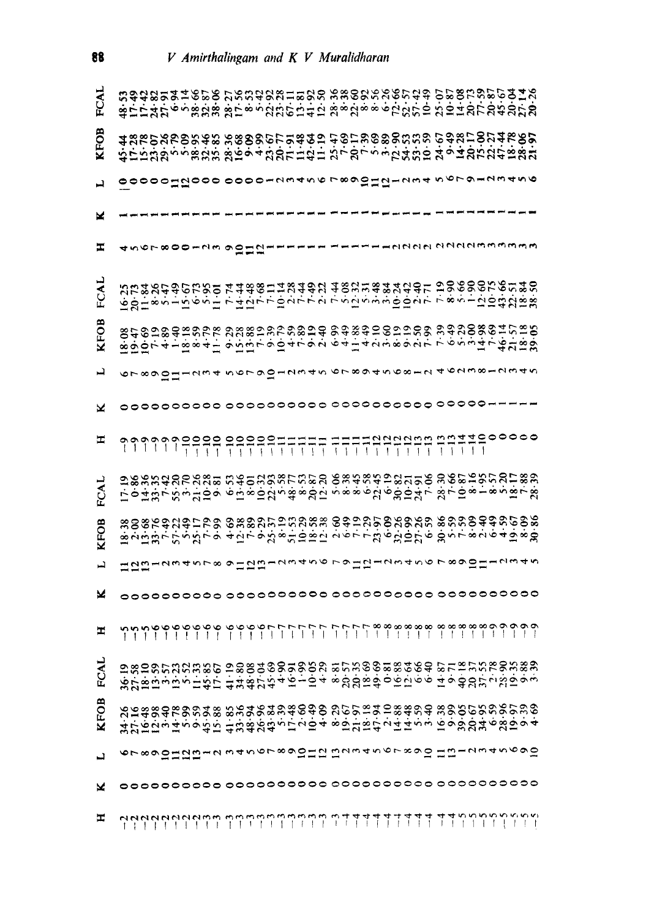| H | K | L | KFOB | FCAL | H | K | L | KFOB | FCAL | H | K | L | KFOB | FCAL | H | K | L | KFOB | FCAL |
|---|---|---|---|---|---|---|---|---|---|---|---|---|---|---|---|---|---|---|---|
| −2 | 0 | 6 | 34·26 | 36·19 | −5 | 0 | 11 | 18·38 | 17·19 | −9 | 0 | 6 | 18·08 | 16·25 | 4 | 1 | 0 | 45·44 | 48·53 |
| −2 | 0 | 7 | 27·16 | 27·58 | −5 | 0 | 12 | 2·00 | 0·86 | −9 | 0 | 7 | 19·47 | 20·73 | 5 | 1 | 0 | 17·28 | 17·49 |
| −2 | 0 | 8 | 16·48 | 18·10 | −5 | 0 | 13 | 13·68 | 14·36 | −9 | 0 | 8 | 10·69 | 11·84 | 6 | 1 | 0 | 15·78 | 17·42 |
| −2 | 0 | 9 | 12·98 | 13·59 | −6 | 0 | 1 | 33·76 | 33·35 | −9 | 0 | 9 | 7·19 | 8·26 | 7 | 1 | 0 | 23·07 | 24·82 |
| −2 | 0 | 10 | 3·40 | 3·57 | −6 | 0 | 2 | 7·49 | 7·42 | −9 | 0 | 10 | 4·89 | 5·47 | 8 | 1 | 0 | 29·26 | 27·91 |
| −2 | 0 | 11 | 14·78 | 13·23 | −6 | 0 | 3 | 57·22 | 55·20 | −9 | 0 | 11 | 1·40 | 1·49 | 0 | 1 | 11 | 5·79 | 6·94 |
| −2 | 0 | 12 | 5·99 | 5·52 | −6 | 0 | 4 | 5·49 | 3·70 | −10 | 0 | 1 | 18·18 | 15·67 | 0 | 1 | 12 | 5·09 | 5·14 |
| −2 | 0 | 13 | 9·59 | 11·33 | −6 | 0 | 5 | 25·17 | 21·26 | −10 | 0 | 2 | 8·59 | 6·73 | 1 | 1 | 0 | 38·95 | 38·66 |
| −3 | 0 | 1 | 45·94 | 45·85 | −6 | 0 | 7 | 7·79 | 10·28 | −10 | 0 | 3 | 4·79 | 5·95 | 2 | 1 | 0 | 32·46 | 32·87 |
| −3 | 0 | 2 | 15·88 | 17·67 | −6 | 0 | 8 | 9·99 | 9·81 | −10 | 0 | 4 | 11·78 | 11·01 | 3 | 1 | 0 | 35·85 | 38·06 |
| −3 | 0 | 3 | 41·85 | 41·19 | −6 | 0 | 9 | 4·69 | 6·53 | −10 | 0 | 5 | 9·29 | 7·74 | 9 | 1 | 0 | 28·36 | 28·27 |
| −3 | 0 | 4 | 33·36 | 34·80 | −6 | 0 | 11 | 12·38 | 13·46 | −10 | 0 | 6 | 15·28 | 14·48 | 10 | 1 | 0 | 16·68 | 17·56 |
| −3 | 0 | 5 | 48·94 | 48·08 | −6 | 0 | 12 | 7·89 | 8·01 | −10 | 0 | 7 | 13·88 | 12·48 | 11 | 1 | 0 | 9·09 | 8·53 |
| −3 | 0 | 6 | 26·96 | 27·04 | −6 | 0 | 13 | 9·29 | 10·32 | −10 | 0 | 9 | 7·19 | 7·68 | 12 | 1 | 0 | 4·99 | 5·42 |
| −3 | 0 | 7 | 43·84 | 45·69 | −7 | 0 | 1 | 25·37 | 22·93 | −10 | 0 | 10 | 9·39 | 7·11 | 1 | 1 | 1 | 23·67 | 22·92 |
| −3 | 0 | 8 | 5·39 | 4·90 | −7 | 0 | 2 | 8·19 | 5·58 | −11 | 0 | 1 | 10·79 | 10·14 | 1 | 1 | 2 | 20·77 | 23·28 |
| −3 | 0 | 9 | 17·48 | 16·91 | −7 | 0 | 3 | 51·53 | 48·77 | −11 | 0 | 2 | 4·59 | 2·28 | 1 | 1 | 3 | 71·91 | 67·11 |
| −3 | 0 | 10 | 2·60 | 1·99 | −7 | 0 | 4 | 10·29 | 8·53 | −11 | 0 | 3 | 7·89 | 7·44 | 1 | 1 | 4 | 11·48 | 13·81 |
| −3 | 0 | 11 | 10·49 | 10·05 | −7 | 0 | 5 | 18·58 | 20·87 | −11 | 0 | 4 | 9·19 | 7·49 | 1 | 1 | 5 | 42·64 | 41·92 |
| −3 | 0 | 12 | 4·09 | 4·29 | −7 | 0 | 6 | 12·38 | 12·20 | −11 | 0 | 5 | 2·40 | 2·22 | 1 | 1 | 6 | 11·19 | 12·50 |
| −3 | 0 | 13 | 8·29 | 8·81 | −7 | 0 | 7 | 2·60 | 5·06 | −11 | 0 | 6 | 6·99 | 7·44 | 1 | 1 | 7 | 25·47 | 28·36 |
| −4 | 0 | 2 | 19·67 | 20·57 | −7 | 0 | 9 | 6·49 | 6·38 | −11 | 0 | 7 | 4·49 | 5·08 | 1 | 1 | 8 | 7·69 | 8·38 |
| −4 | 0 | 3 | 21·97 | 20·35 | −7 | 0 | 11 | 6·19 | 8·45 | −11 | 0 | 8 | 11·88 | 12·32 | 1 | 1 | 9 | 20·17 | 22·60 |
| −4 | 0 | 4 | 18·18 | 18·69 | −7 | 0 | 12 | 7·29 | 6·58 | −11 | 0 | 9 | 4·49 | 5·31 | 1 | 1 | 10 | 7·39 | 8·92 |
| −4 | 0 | 5 | 47·94 | 49·69 | −8 | 0 | 1 | 23·97 | 22·45 | −12 | 0 | 4 | 2·10 | 3·48 | 1 | 1 | 11 | 5·69 | 8·56 |
| −4 | 0 | 6 | 2·10 | 0·81 | −8 | 0 | 2 | 6·09 | 6·19 | −12 | 0 | 5 | 3·60 | 3·84 | 1 | 1 | 12 | 3·89 | 6·26 |
| −4 | 0 | 7 | 14·88 | 16·88 | −8 | 0 | 3 | 32·26 | 30·82 | −12 | 0 | 6 | 8·19 | 10·24 | 2 | 1 | 1 | 72·90 | 72·66 |
| −4 | 0 | 8 | 14·48 | 12·64 | −8 | 0 | 4 | 10·99 | 10·21 | −12 | 0 | 8 | 9·19 | 10·42 | 2 | 1 | 2 | 54·53 | 52·57 |
| −4 | 0 | 9 | 5·59 | 6·66 | −8 | 0 | 5 | 27·26 | 24·91 | −13 | 0 | 1 | 2·50 | 2·40 | 2 | 1 | 3 | 53·53 | 57·42 |
| −4 | 0 | 10 | 3·40 | 6·40 | −8 | 0 | 6 | 6·59 | 7·06 | −13 | 0 | 2 | 7·99 | 7·71 | 2 | 1 | 4 | 10·59 | 10·49 |
| −4 | 0 | 11 | 16·38 | 14·87 | −8 | 0 | 7 | 30·86 | 28·30 | −13 | 0 | 4 | 7·39 | 7·19 | 2 | 1 | 5 | 24·67 | 25·07 |
| −4 | 0 | 13 | 9·99 | 9·71 | −8 | 0 | 8 | 5·59 | 7·66 | −13 | 0 | 6 | 6·49 | 8·90 | 2 | 1 | 6 | 9·49 | 10·87 |
| −5 | 0 | 1 | 39·05 | 40·18 | −8 | 0 | 9 | 7·59 | 10·87 | −14 | 0 | 2 | 5·29 | 5·66 | 2 | 1 | 7 | 14·28 | 14·08 |
| −5 | 0 | 2 | 20·67 | 20·37 | −8 | 0 | 10 | 8·09 | 8·16 | −14 | 0 | 3 | 3·00 | 1·90 | 2 | 1 | 9 | 20·17 | 20·73 |
| −5 | 0 | 3 | 34·95 | 37·55 | −8 | 0 | 11 | 2·40 | 1·95 | −14 | 0 | 8 | 14·98 | 12·60 | 3 | 1 | 1 | 75·00 | 77·59 |
| −5 | 0 | 4 | 6·59 | 2·78 | −9 | 0 | 1 | 6·49 | 8·57 | 0 | 1 | 1 | 7·69 | 10·75 | 3 | 1 | 2 | 22·27 | 20·87 |
| −5 | 0 | 5 | 28·96 | 28·90 | −9 | 0 | 2 | 4·59 | 5·20 | 0 | 1 | 2 | 46·14 | 43·66 | 3 | 1 | 3 | 47·44 | 45·67 |
| −5 | 0 | 6 | 19·97 | 19·35 | −9 | 0 | 3 | 19·67 | 18·17 | 0 | 1 | 3 | 21·57 | 22·51 | 3 | 1 | 4 | 18·78 | 20·04 |
| −5 | 0 | 9 | 9·39 | 9·88 | −9 | 0 | 4 | 8·09 | 7·88 | 0 | 1 | 4 | 18·18 | 18·84 | 3 | 1 | 5 | 28·06 | 27·14 |
| −5 | 0 | 10 | 4·69 | 3·39 | −9 | 0 | 5 | 30·86 | 28·39 | 0 | 1 | 5 | 39·05 | 38·50 | 3 | 1 | 6 | 21·97 | 20·26 |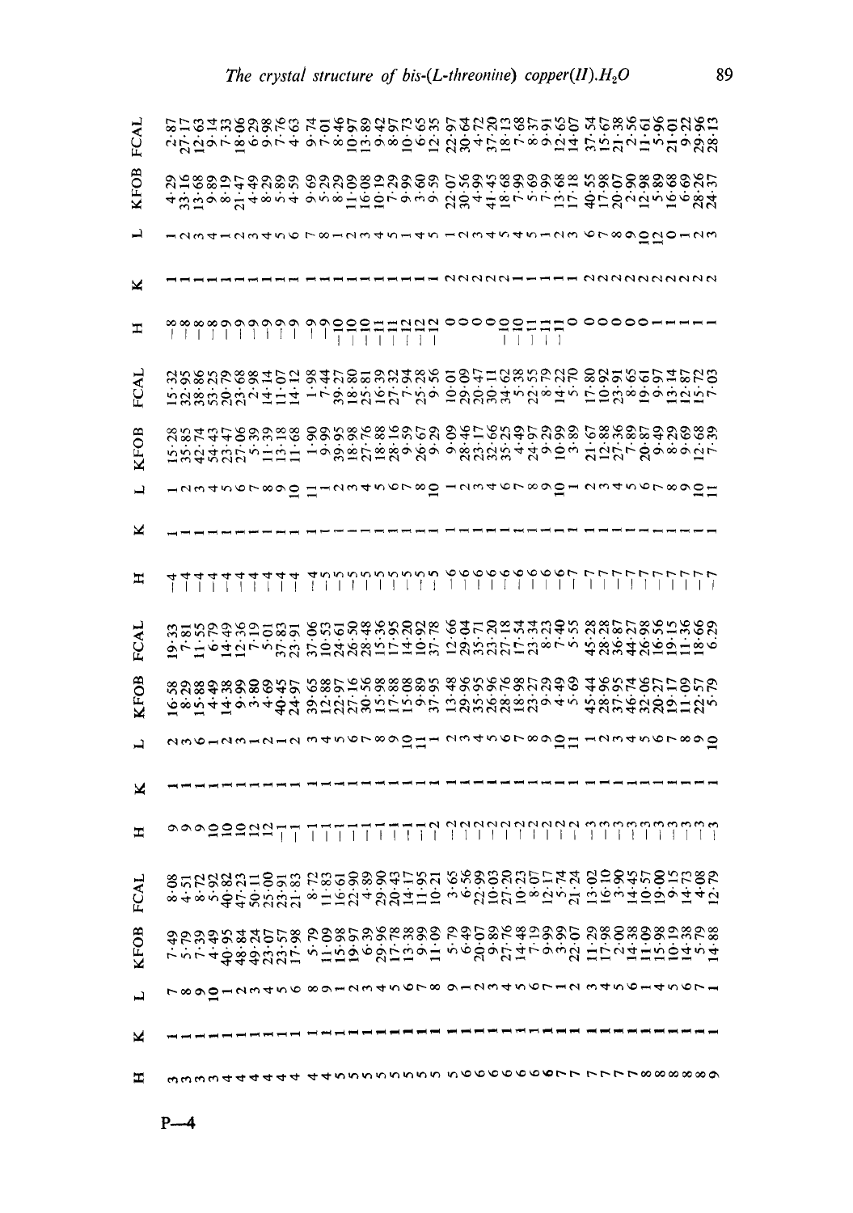| H | K | L | KFOB | FCAL | H | K | L | KFOB | FCAL | H | K | L | KFOB | FCAL | H | K | L | KFOB | FCAL |
|---|---|---|---|---|---|---|---|---|---|---|---|---|---|---|---|---|---|---|---|
| 3 | 1 | 7 | 7·49 | 8·08 | 9 | 1 | 2 | 16·58 | 19·33 | −4 | 1 | 1 | 15·28 | 15·32 | −8 | 1 | 1 | 4·29 | 2·87 |
| 3 | 1 | 8 | 5·79 | 4·51 | 9 | 1 | 3 | 8·29 | 7·81 | −4 | 1 | 2 | 35·85 | 32·95 | −8 | 1 | 2 | 33·16 | 27·17 |
| 3 | 1 | 9 | 7·39 | 8·72 | 9 | 1 | 6 | 15·88 | 11·55 | −4 | 1 | 3 | 42·74 | 38·86 | −8 | 1 | 3 | 13·68 | 12·63 |
| 3 | 1 | 10 | 4·49 | 5·92 | 10 | 1 | 1 | 4·49 | 6·79 | −4 | 1 | 4 | 54·43 | 53·25 | −8 | 1 | 4 | 9·89 | 9·14 |
| 4 | 1 | 1 | 40·95 | 40·82 | 10 | 1 | 2 | 14·38 | 14·49 | −4 | 1 | 5 | 23·47 | 20·79 | −9 | 1 | 1 | 8·19 | 7·33 |
| 4 | 1 | 2 | 48·84 | 47·23 | 10 | 1 | 3 | 9·99 | 12·36 | −4 | 1 | 6 | 27·06 | 23·68 | −9 | 1 | 2 | 21·47 | 18·06 |
| 4 | 1 | 3 | 49·24 | 50·11 | 12 | 1 | 1 | 3·80 | 7·19 | −4 | 1 | 7 | 5·39 | 2·98 | −9 | 1 | 3 | 4·49 | 6·29 |
| 4 | 1 | 4 | 23·07 | 25·00 | 12 | 1 | 2 | 4·69 | 5·01 | −4 | 1 | 8 | 11·39 | 14·14 | −9 | 1 | 4 | 8·29 | 9·98 |
| 4 | 1 | 5 | 23·57 | 23·91 | −1 | 1 | 1 | 40·45 | 37·83 | −4 | 1 | 9 | 13·18 | 11·07 | −9 | 1 | 5 | 5·89 | 7·76 |
| 4 | 1 | 6 | 17·98 | 21·83 | −1 | 1 | 2 | 24·97 | 23·91 | −4 | 1 | 10 | 11·68 | 14·12 | −9 | 1 | 6 | 4·59 | 4·63 |
| 4 | 1 | 8 | 5·79 | 8·72 | −1 | 1 | 3 | 39·65 | 37·06 | −4 | 1 | 11 | 1·90 | 1·98 | −9 | 1 | 7 | 9·69 | 9·74 |
| 5 | 1 | 9 | 11·09 | 11·83 | −1 | 1 | 4 | 12·88 | 10·53 | −5 | 1 | 1 | 9·99 | 7·44 | −9 | 1 | 8 | 5·29 | 7·01 |
| 5 | 1 | 1 | 15·98 | 16·61 | −1 | 1 | 5 | 22·97 | 24·61 | −5 | 1 | 2 | 39·95 | 39·27 | −10 | 1 | 1 | 8·29 | 8·46 |
| 5 | 1 | 2 | 19·97 | 22·90 | −1 | 1 | 6 | 27·16 | 26·50 | −5 | 1 | 3 | 18·98 | 18·80 | −10 | 1 | 2 | 11·09 | 10·97 |
| 5 | 1 | 3 | 6·39 | 4·89 | −1 | 1 | 7 | 30·56 | 28·48 | −5 | 1 | 4 | 27·76 | 25·81 | −10 | 1 | 3 | 16·08 | 13·89 |
| 5 | 1 | 4 | 29·96 | 29·90 | −1 | 1 | 8 | 15·98 | 15·36 | −5 | 1 | 5 | 18·88 | 16·39 | −10 | 1 | 4 | 10·19 | 9·42 |
| 5 | 1 | 5 | 17·78 | 20·43 | −1 | 1 | 9 | 17·88 | 17·95 | −5 | 1 | 6 | 28·16 | 27·32 | −10 | 1 | 5 | 7·29 | 8·97 |
| 5 | 1 | 6 | 13·38 | 14·17 | −1 | 1 | 10 | 15·08 | 14·20 | −5 | 1 | 7 | 9·59 | 7·94 | −11 | 1 | 1 | 9·99 | 10·73 |
| 5 | 1 | 7 | 9·99 | 11·95 | −1 | 1 | 11 | 9·89 | 10·92 | −5 | 1 | 8 | 26·67 | 25·28 | −12 | 1 | 4 | 3·60 | 6·65 |
| 5 | 1 | 8 | 11·09 | 10·21 | −2 | 1 | 1 | 37·95 | 37·78 | −5 | 1 | 10 | 9·29 | 9·56 | −12 | 1 | 5 | 9·59 | 12·35 |
| 5 | 1 | 9 | 5·79 | 3·65 | −2 | 1 | 2 | 13·48 | 12·66 | −6 | 1 | 1 | 9·09 | 10·01 | 0 | 2 | 1 | 22·07 | 22·97 |
| 6 | 1 | 1 | 6·49 | 6·56 | −2 | 1 | 3 | 29·96 | 29·04 | −6 | 1 | 2 | 28·46 | 29·09 | 0 | 2 | 2 | 30·56 | 30·64 |
| 6 | 1 | 2 | 20·07 | 22·99 | −2 | 1 | 4 | 35·95 | 35·71 | −6 | 1 | 3 | 23·17 | 20·47 | 0 | 2 | 3 | 4·99 | 4·72 |
| 6 | 1 | 3 | 9·89 | 10·03 | −2 | 1 | 5 | 26·96 | 23·20 | −6 | 1 | 4 | 32·66 | 30·11 | 0 | 2 | 4 | 41·45 | 37·20 |
| 6 | 1 | 4 | 27·76 | 27·20 | −2 | 1 | 6 | 28·76 | 27·18 | −6 | 1 | 6 | 35·25 | 34·62 | 0 | 2 | 5 | 18·68 | 18·13 |
| 6 | 1 | 5 | 14·48 | 10·23 | −2 | 1 | 7 | 18·98 | 17·54 | −6 | 1 | 7 | 4·49 | 5·38 | −10 | 1 | 4 | 7·99 | 7·68 |
| 6 | 1 | 6 | 7·19 | 8·07 | −2 | 1 | 8 | 23·27 | 23·34 | −6 | 1 | 8 | 24·97 | 22·55 | −10 | 1 | 5 | 5·69 | 8·37 |
| 6 | 1 | 7 | 9·99 | 12·17 | −2 | 1 | 9 | 9·29 | 8·23 | −6 | 1 | 9 | 9·29 | 8·79 | −11 | 1 | 1 | 7·99 | 9·91 |
| 7 | 1 | 1 | 3·99 | 5·74 | −2 | 1 | 10 | 4·49 | 7·40 | −6 | 1 | 10 | 10·99 | 14·22 | −11 | 1 | 2 | 13·68 | 12·65 |
| 7 | 1 | 2 | 22·07 | 21·24 | −2 | 1 | 11 | 5·69 | 5·55 | −7 | 1 | 1 | 3·89 | 5·70 | −11 | 1 | 3 | 17·18 | 14·07 |
| 7 | 1 | 3 | 11·29 | 13·02 | −3 | 1 | 1 | 45·44 | 45·28 | −7 | 1 | 2 | 21·67 | 17·80 | 0 | 2 | 6 | 40·55 | 37·54 |
| 7 | 1 | 4 | 17·98 | 16·10 | −3 | 1 | 2 | 28·96 | 28·28 | −7 | 1 | 3 | 12·88 | 10·92 | 0 | 2 | 7 | 17·98 | 15·67 |
| 7 | 1 | 5 | 2·00 | 3·90 | −3 | 1 | 3 | 37·95 | 36·87 | −7 | 1 | 4 | 27·36 | 23·91 | 0 | 2 | 8 | 20·07 | 21·38 |
| 7 | 1 | 6 | 14·38 | 14·45 | −3 | 1 | 4 | 46·74 | 44·27 | −7 | 1 | 5 | 7·89 | 8·65 | 0 | 2 | 9 | 2·90 | 2·56 |
| 8 | 1 | 1 | 11·09 | 10·57 | −3 | 1 | 5 | 32·06 | 26·98 | −7 | 1 | 6 | 20·87 | 19·61 | 0 | 2 | 10 | 12·98 | 11·61 |
| 8 | 1 | 4 | 15·98 | 19·00 | −3 | 1 | 6 | 20·27 | 16·56 | −7 | 1 | 7 | 9·49 | 9·97 | 0 | 2 | 12 | 5·89 | 5·96 |
| 8 | 1 | 5 | 10·19 | 9·15 | −3 | 1 | 7 | 19·17 | 19·15 | −7 | 1 | 8 | 8·29 | 13·14 | 1 | 2 | 0 | 16·68 | 21·01 |
| 8 | 1 | 6 | 14·38 | 14·73 | −3 | 1 | 8 | 11·09 | 11·36 | −7 | 1 | 9 | 9·69 | 12·87 | 1 | 2 | 1 | 6·69 | 9·22 |
| 8 | 1 | 7 | 5·79 | 4·08 | −3 | 1 | 9 | 22·57 | 18·66 | −7 | 1 | 10 | 12·68 | 15·72 | 1 | 2 | 2 | 28·26 | 29·96 |
| 9 | 1 | 1 | 14·88 | 12·79 | −3 | 1 | 10 | 5·79 | 6·29 | −7 | 1 | 11 | 7·39 | 7·03 | 1 | 2 | 3 | 24·37 | 28·13 |

P—4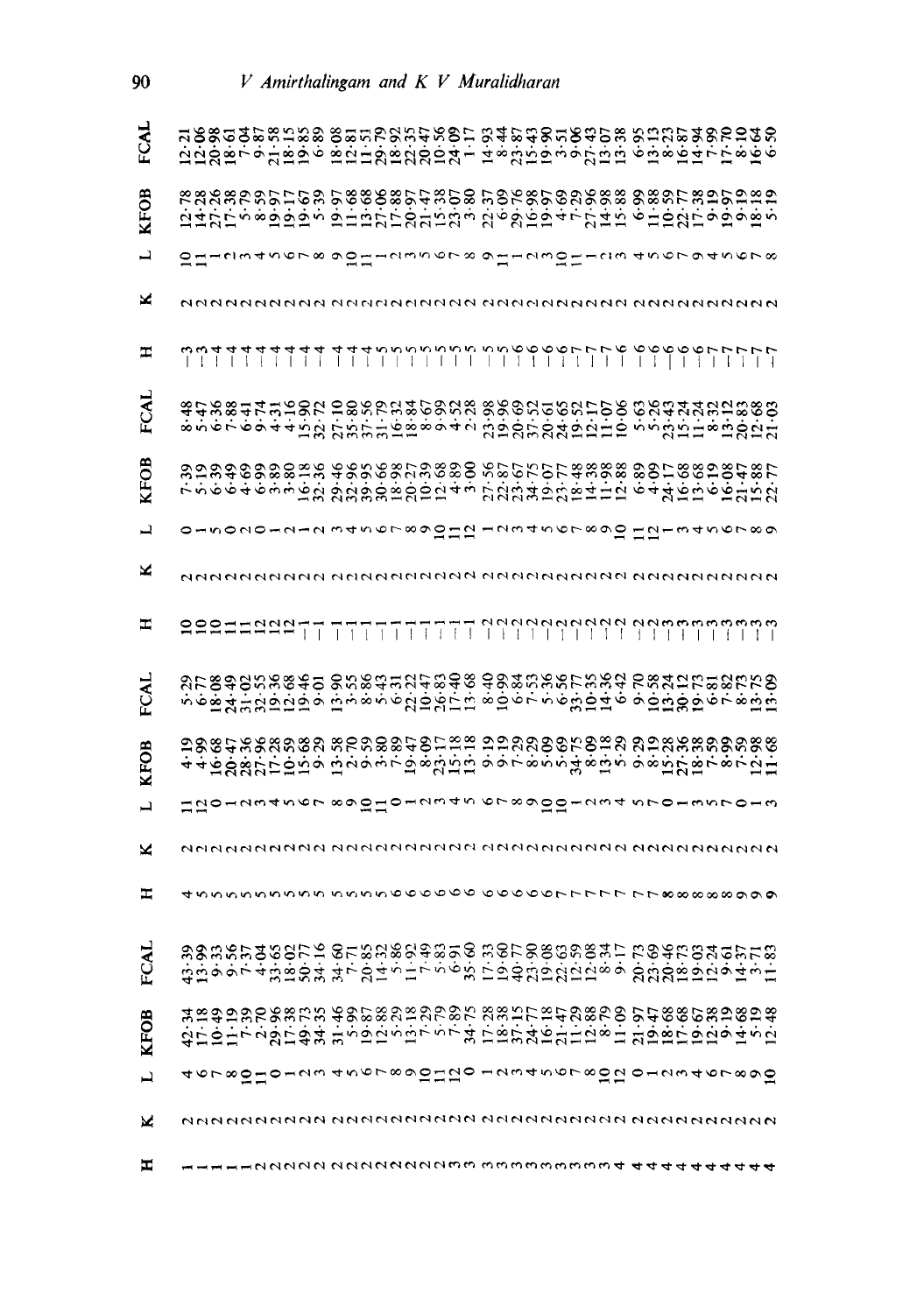| H | K | L | KFOB | FCAL | H | K | L | KFOB | FCAL | H | K | L | KFOB | FCAL | H | K | L | KFOB | FCAL |
|---|---|---|---|---|---|---|---|---|---|---|---|---|---|---|---|---|---|---|---|
| 1 | 2 | 4 | 42·34 | 43·39 | 4 | 2 | 11 | 4·19 | 5·29 | 10 | 2 | 0 | 7·39 | 8·48 | −3 | 2 | 10 | 12·78 | 12·21 |
| 1 | 2 | 6 | 17·18 | 13·99 | 5 | 2 | 12 | 4·99 | 6·77 | 10 | 2 | 1 | 5·19 | 5·47 | −3 | 2 | 11 | 14·28 | 12·06 |
| 1 | 2 | 7 | 10·49 | 9·33 | 5 | 2 | 0 | 16·68 | 18·08 | 10 | 2 | 5 | 6·39 | 6·36 | −4 | 2 | 1 | 27·26 | 20·98 |
| 1 | 2 | 8 | 11·19 | 9·56 | 5 | 2 | 1 | 20·47 | 24·49 | 11 | 2 | 0 | 6·49 | 7·88 | −4 | 2 | 2 | 17·38 | 18·61 |
| 1 | 2 | 10 | 7·39 | 7·37 | 5 | 2 | 2 | 28·36 | 31·02 | 11 | 2 | 2 | 4·69 | 6·41 | −4 | 2 | 3 | 5·79 | 7·04 |
| 1 | 2 | 11 | 2·70 | 4·04 | 5 | 2 | 3 | 27·96 | 32·55 | 12 | 2 | 0 | 6·99 | 9·74 | −4 | 2 | 4 | 8·59 | 9·87 |
| 2 | 2 | 0 | 29·96 | 33·65 | 5 | 2 | 4 | 17·28 | 19·36 | 12 | 2 | 1 | 3·89 | 4·31 | −4 | 2 | 5 | 19·97 | 21·58 |
| 2 | 2 | 1 | 17·38 | 18·02 | 5 | 2 | 5 | 10·59 | 12·68 | 12 | 2 | 2 | 3·80 | 4·16 | −4 | 2 | 6 | 19·17 | 18·15 |
| 2 | 2 | 2 | 49·73 | 50·77 | 5 | 2 | 6 | 15·68 | 19·46 | −1 | 2 | 1 | 16·18 | 15·90 | −4 | 2 | 7 | 19·67 | 19·85 |
| 2 | 2 | 3 | 34·35 | 34·16 | 5 | 2 | 7 | 9·29 | 9·01 | −1 | 2 | 2 | 32·36 | 32·72 | −4 | 2 | 8 | 5·39 | 6·89 |
| 2 | 2 | 4 | 31·46 | 34·60 | 5 | 2 | 8 | 13·58 | 13·90 | −1 | 2 | 3 | 29·46 | 27·10 | −4 | 2 | 9 | 19·97 | 18·08 |
| 2 | 2 | 5 | 5·99 | 7·71 | 5 | 2 | 9 | 2·70 | 3·55 | −1 | 2 | 4 | 32·96 | 35·80 | −4 | 2 | 10 | 11·68 | 12·81 |
| 2 | 2 | 6 | 19·87 | 20·85 | 5 | 2 | 10 | 9·59 | 8·86 | −1 | 2 | 5 | 39·95 | 37·56 | −4 | 2 | 11 | 13·68 | 11·51 |
| 2 | 2 | 7 | 12·88 | 14·32 | 5 | 2 | 11 | 3·80 | 5·43 | −1 | 2 | 6 | 30·66 | 31·79 | −5 | 2 | 1 | 27·06 | 29·79 |
| 2 | 2 | 8 | 5·29 | 5·86 | 6 | 2 | 0 | 7·89 | 6·31 | −1 | 2 | 7 | 18·98 | 16·32 | −5 | 2 | 2 | 17·88 | 18·92 |
| 2 | 2 | 9 | 13·18 | 11·92 | 6 | 2 | 1 | 19·47 | 22·22 | −1 | 2 | 8 | 20·27 | 18·84 | −5 | 2 | 3 | 20·97 | 22·35 |
| 2 | 2 | 10 | 7·29 | 7·49 | 6 | 2 | 2 | 8·09 | 10·47 | −1 | 2 | 9 | 10·39 | 8·67 | −5 | 2 | 5 | 21·47 | 20·47 |
| 2 | 2 | 11 | 5·79 | 5·83 | 6 | 2 | 3 | 23·17 | 26·83 | −1 | 2 | 10 | 12·68 | 9·99 | −5 | 2 | 6 | 15·38 | 10·56 |
| 2 | 2 | 12 | 7·89 | 6·91 | 6 | 2 | 4 | 15·18 | 17·40 | −1 | 2 | 11 | 4·89 | 4·52 | −5 | 2 | 7 | 23·07 | 24·09 |
| 3 | 2 | 0 | 34·75 | 35·60 | 6 | 2 | 5 | 13·18 | 13·68 | −1 | 2 | 12 | 3·00 | 2·28 | −5 | 2 | 8 | 3·80 | 1·17 |
| 3 | 2 | 1 | 17·28 | 17·33 | 6 | 2 | 6 | 9·19 | 8·40 | −2 | 2 | 1 | 27·56 | 23·98 | −5 | 2 | 9 | 22·37 | 14·93 |
| 3 | 2 | 2 | 18·38 | 19·60 | 6 | 2 | 7 | 9·19 | 10·99 | −2 | 2 | 2 | 22·87 | 19·96 | −5 | 2 | 11 | 6·09 | 8·44 |
| 3 | 2 | 3 | 37·15 | 40·77 | 6 | 2 | 8 | 7·29 | 6·84 | −2 | 2 | 3 | 23·67 | 20·69 | −6 | 2 | 1 | 29·76 | 23·87 |
| 3 | 2 | 4 | 24·77 | 23·90 | 6 | 2 | 9 | 8·29 | 7·53 | −2 | 2 | 4 | 34·75 | 37·52 | −6 | 2 | 2 | 16·98 | 15·43 |
| 3 | 2 | 5 | 16·18 | 19·08 | 6 | 2 | 10 | 5·09 | 5·36 | −2 | 2 | 5 | 19·07 | 20·61 | −6 | 2 | 3 | 19·97 | 19·90 |
| 3 | 2 | 6 | 21·47 | 22·63 | 7 | 2 | 0 | 5·69 | 6·56 | −2 | 2 | 6 | 23·77 | 24·65 | −6 | 2 | 10 | 4·69 | 3·51 |
| 3 | 2 | 7 | 11·29 | 12·59 | 7 | 2 | 1 | 34·75 | 33·77 | −2 | 2 | 7 | 18·48 | 19·52 | −7 | 2 | 11 | 7·29 | 9·06 |
| 3 | 2 | 8 | 12·88 | 12·08 | 7 | 2 | 2 | 8·09 | 10·35 | −2 | 2 | 8 | 14·38 | 12·17 | −7 | 2 | 1 | 27·96 | 27·43 |
| 3 | 2 | 10 | 8·79 | 8·34 | 7 | 2 | 3 | 13·18 | 14·36 | −2 | 2 | 9 | 11·98 | 11·07 | −7 | 2 | 2 | 14·98 | 13·07 |
| 3 | 2 | 12 | 11·09 | 9·17 | 7 | 2 | 4 | 5·29 | 6·42 | −2 | 2 | 10 | 12·88 | 10·06 | −6 | 2 | 3 | 15·88 | 13·38 |
| 4 | 2 | 0 | 21·97 | 20·73 | 7 | 2 | 5 | 9·29 | 9·70 | −2 | 2 | 11 | 6·89 | 5·63 | −6 | 2 | 4 | 6·99 | 6·95 |
| 4 | 2 | 1 | 19·47 | 23·69 | 7 | 2 | 7 | 8·19 | 10·58 | −2 | 2 | 12 | 4·09 | 5·26 | −6 | 2 | 5 | 11·88 | 13·13 |
| 4 | 2 | 2 | 18·68 | 20·46 | 8 | 2 | 0 | 15·28 | 13·24 | −3 | 2 | 1 | 24·17 | 23·43 | −6 | 2 | 6 | 10·59 | 8·23 |
| 4 | 2 | 3 | 17·68 | 18·73 | 8 | 2 | 1 | 27·36 | 30·12 | −3 | 2 | 3 | 16·68 | 15·24 | −6 | 2 | 7 | 22·77 | 16·87 |
| 4 | 2 | 4 | 19·67 | 19·03 | 8 | 2 | 3 | 18·38 | 19·73 | −3 | 2 | 4 | 13·68 | 11·24 | −6 | 2 | 9 | 17·38 | 14·94 |
| 4 | 2 | 6 | 12·38 | 12·24 | 8 | 2 | 5 | 7·59 | 6·81 | −3 | 2 | 5 | 6·19 | 8·32 | −7 | 2 | 4 | 9·19 | 7·99 |
| 4 | 2 | 7 | 9·19 | 9·61 | 8 | 2 | 7 | 8·99 | 7·82 | −3 | 2 | 6 | 16·08 | 13·12 | −7 | 2 | 5 | 19·97 | 17·70 |
| 4 | 2 | 8 | 14·68 | 14·37 | 9 | 2 | 0 | 7·59 | 8·73 | −3 | 2 | 7 | 21·47 | 20·83 | −7 | 2 | 6 | 9·19 | 8·10 |
| 4 | 2 | 9 | 5·19 | 3·71 | 9 | 2 | 1 | 22·98 | 13·75 | −3 | 2 | 8 | 15·88 | 12·68 | −7 | 2 | 7 | 18·18 | 16·64 |
| 4 | 2 | 10 | 12·48 | 11·83 | 9 | 2 | 3 | 11·68 | 13·09 | −3 | 2 | 9 | 22·77 | 21·03 | −7 | 2 | 8 | 5·19 | 6·50 |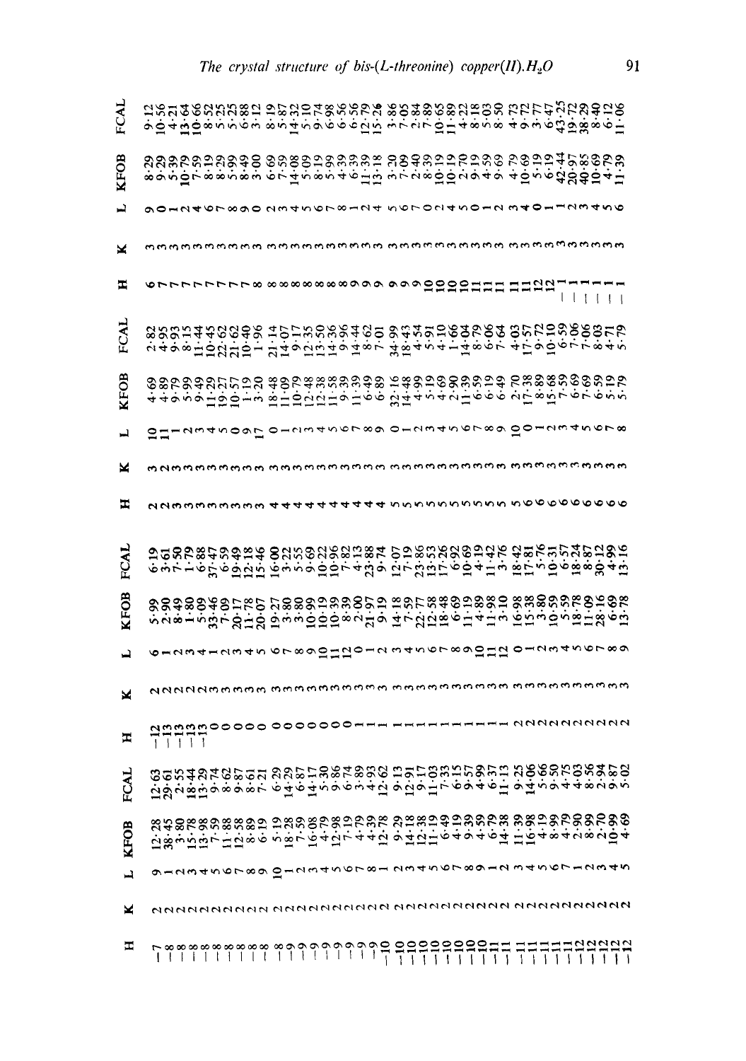| H | K | L | KFOB | FCAL | H | K | L | KFOB | FCAL | H | K | L | KFOB | FCAL | H | K | L | KFOB | FCAL |
|---|---|---|---|---|---|---|---|---|---|---|---|---|---|---|---|---|---|---|---|
| −7 | 2 | 9 | 12·28 | 12·63 | −12 | 2 | 6 | 5·99 | 6·19 | 2 | 3 | 10 | 4·69 | 2·82 | 6 | 3 | 9 | 8·29 | 9·12 |
| −8 | 2 | 1 | 38·45 | 29·61 | −13 | 2 | 1 | 2·90 | 3·61 | 2 | 3 | 11 | 4·89 | 4·95 | 7 | 3 | 0 | 9·29 | 10·56 |
| −8 | 2 | 2 | 3·80 | 2·55 | −13 | 2 | 2 | 8·49 | 7·50 | 3 | 3 | 1 | 9·79 | 9·93 | 7 | 3 | 1 | 5·39 | 4·21 |
| −8 | 2 | 3 | 15·78 | 18·44 | −13 | 2 | 3 | 1·80 | 1·79 | 3 | 3 | 2 | 5·99 | 8·15 | 7 | 3 | 2 | 10·79 | 13·64 |
| −8 | 2 | 4 | 13·98 | 13·29 | −13 | 2 | 4 | 5·09 | 6·88 | 3 | 3 | 3 | 9·49 | 11·44 | 7 | 3 | 4 | 7·59 | 10·66 |
| −8 | 2 | 5 | 7·59 | 9·74 | 0 | 3 | 1 | 33·46 | 37·47 | 3 | 3 | 4 | 11·29 | 10·45 | 7 | 3 | 6 | 8·19 | 8·52 |
| −8 | 2 | 6 | 11·88 | 8·62 | 0 | 3 | 2 | 7·09 | 6·59 | 3 | 3 | 5 | 19·27 | 22·62 | 7 | 3 | 7 | 8·29 | 5·25 |
| −8 | 2 | 7 | 12·58 | 9·87 | 0 | 3 | 3 | 20·11 | 19·49 | 3 | 3 | 6 | 10·57 | 21·62 | 7 | 3 | 8 | 5·99 | 5·25 |
| −8 | 2 | 8 | 8·89 | 8·61 | 0 | 3 | 4 | 11·78 | 12·18 | 3 | 3 | 9 | 1·19 | 10·40 | 7 | 3 | 9 | 8·49 | 6·88 |
| −8 | 2 | 9 | 6·19 | 7·21 | 0 | 3 | 5 | 20·07 | 15·46 | 3 | 3 | 10 | 3·20 | 1·96 | 8 | 3 | 0 | 3·00 | 3·12 |
| −8 | 2 | 10 | 5·19 | 6·29 | 0 | 3 | 6 | 19·27 | 16·00 | 4 | 3 | 0 | 18·48 | 21·14 | 8 | 3 | 2 | 6·69 | 8·19 |
| −9 | 2 | 1 | 18·28 | 14·29 | 0 | 3 | 7 | 3·80 | 3·22 | 4 | 3 | 1 | 11·09 | 14·07 | 8 | 3 | 3 | 7·59 | 5·87 |
| −9 | 2 | 2 | 7·59 | 6·87 | 0 | 3 | 8 | 3·80 | 5·55 | 4 | 3 | 2 | 10·79 | 9·17 | 8 | 3 | 4 | 14·08 | 14·32 |
| −9 | 2 | 3 | 16·08 | 14·17 | 0 | 3 | 9 | 10·99 | 9·69 | 4 | 3 | 3 | 12·48 | 12·35 | 8 | 3 | 5 | 5·09 | 5·10 |
| −9 | 2 | 4 | 4·79 | 5·30 | 0 | 3 | 10 | 10·19 | 10·22 | 4 | 3 | 4 | 12·38 | 13·50 | 8 | 3 | 6 | 8·19 | 9·74 |
| −9 | 2 | 5 | 12·98 | 9·86 | 0 | 3 | 11 | 10·39 | 10·96 | 4 | 3 | 5 | 11·58 | 14·36 | 8 | 3 | 7 | 5·99 | 6·98 |
| −9 | 2 | 6 | 7·19 | 6·74 | 0 | 3 | 12 | 8·39 | 7·82 | 4 | 3 | 6 | 9·39 | 9·96 | 8 | 3 | 8 | 4·39 | 6·56 |
| −9 | 2 | 7 | 4·79 | 3·89 | 1 | 3 | 0 | 2·00 | 4·13 | 4 | 3 | 7 | 11·39 | 14·44 | 9 | 3 | 1 | 6·39 | 6·56 |
| −9 | 2 | 8 | 4·39 | 4·93 | 1 | 3 | 1 | 21·97 | 23·88 | 4 | 3 | 8 | 6·49 | 8·62 | 9 | 3 | 2 | 11·39 | 12·79 |
| −10 | 2 | 1 | 12·78 | 12·62 | 1 | 3 | 2 | 9·19 | 9·74 | 4 | 3 | 9 | 6·89 | 7·01 | 9 | 3 | 4 | 13·18 | 15·26 |
| −10 | 2 | 2 | 9·29 | 9·13 | 1 | 3 | 3 | 14·18 | 12·07 | 5 | 3 | 0 | 32·16 | 34·99 | 9 | 3 | 5 | 3·20 | 3·86 |
| −10 | 2 | 3 | 14·18 | 12·91 | 1 | 3 | 4 | 7·59 | 7·19 | 5 | 3 | 1 | 14·48 | 18·43 | 9 | 3 | 6 | 7·09 | 7·05 |
| −10 | 2 | 4 | 12·38 | 9·17 | 1 | 3 | 5 | 22·77 | 23·86 | 5 | 3 | 2 | 4·99 | 4·54 | 9 | 3 | 7 | 2·40 | 7·84 |
| −10 | 2 | 5 | 11·19 | 11·03 | 1 | 3 | 6 | 12·58 | 13·53 | 5 | 3 | 3 | 5·19 | 5·91 | 10 | 3 | 0 | 8·39 | 2·89 |
| −10 | 2 | 6 | 6·49 | 7·33 | 1 | 3 | 7 | 18·48 | 17·26 | 5 | 3 | 4 | 4·69 | 4·10 | 10 | 3 | 2 | 10·19 | 10·65 |
| −10 | 2 | 7 | 4·19 | 6·15 | 1 | 3 | 8 | 6·69 | 6·92 | 5 | 3 | 5 | 2·90 | 1·66 | 10 | 3 | 4 | 10·19 | 11·89 |
| −10 | 2 | 8 | 9·39 | 9·57 | 1 | 3 | 9 | 11·19 | 10·69 | 5 | 3 | 6 | 11·39 | 14·04 | 10 | 3 | 5 | 2·70 | 4·22 |
| −10 | 2 | 9 | 4·59 | 4·99 | 1 | 3 | 10 | 4·89 | 4·19 | 5 | 3 | 7 | 6·59 | 8·79 | 11 | 3 | 0 | 9·19 | 8·18 |
| −11 | 2 | 1 | 6·79 | 6·37 | 1 | 3 | 11 | 11·98 | 11·42 | 5 | 3 | 8 | 6·19 | 6·06 | 11 | 3 | 1 | 4·59 | 5·03 |
| −11 | 2 | 2 | 14·38 | 11·13 | 1 | 3 | 12 | 3·10 | 3·76 | 5 | 3 | 9 | 6·49 | 7·64 | 11 | 3 | 2 | 9·69 | 8·50 |
| −11 | 2 | 3 | 11·39 | 9·25 | 2 | 3 | 0 | 16·98 | 18·42 | 5 | 3 | 10 | 2·70 | 4·03 | 11 | 3 | 3 | 4·79 | 4·73 |
| −11 | 2 | 4 | 16·98 | 14·06 | 2 | 3 | 1 | 15·38 | 17·81 | 6 | 3 | 0 | 17·38 | 17·57 | 11 | 3 | 4 | 10·69 | 9·72 |
| −11 | 2 | 5 | 4·19 | 5·66 | 2 | 3 | 2 | 3·80 | 5·76 | 6 | 3 | 1 | 8·89 | 9·72 | 12 | 3 | 0 | 5·19 | 3·77 |
| −11 | 2 | 6 | 8·99 | 9·50 | 2 | 3 | 3 | 10·59 | 10·31 | 6 | 3 | 2 | 15·68 | 10·10 | 12 | 3 | 1 | 6·19 | 6·47 |
| −11 | 2 | 7 | 4·79 | 4·75 | 2 | 3 | 4 | 5·59 | 6·57 | 6 | 3 | 3 | 7·59 | 6·59 | −1 | 3 | 1 | 42·44 | 43·25 |
| −12 | 2 | 1 | 2·90 | 4·03 | 2 | 3 | 5 | 18·78 | 18·24 | 6 | 3 | 4 | 6·69 | 7·06 | −1 | 3 | 2 | 20·97 | 19·72 |
| −12 | 2 | 2 | 8·99 | 8·56 | 2 | 3 | 6 | 11·09 | 8·87 | 6 | 3 | 5 | 7·69 | 7·06 | −1 | 3 | 3 | 40·85 | 38·29 |
| −12 | 2 | 3 | 2·70 | 2·94 | 2 | 3 | 7 | 28·16 | 30·12 | 6 | 3 | 6 | 6·59 | 8·03 | −1 | 3 | 4 | 10·69 | 8·40 |
| −12 | 2 | 4 | 10·99 | 9·87 | 2 | 3 | 8 | 6·69 | 4·99 | 6 | 3 | 7 | 5·19 | 4·71 | −1 | 3 | 5 | 4·79 | 6·12 |
| −12 | 2 | 5 | 4·69 | 5·02 | 2 | 3 | 9 | 13·78 | 13·16 | 6 | 3 | 8 | 5·79 | 5·79 | −1 | 3 | 6 | 11·39 | 11·06 |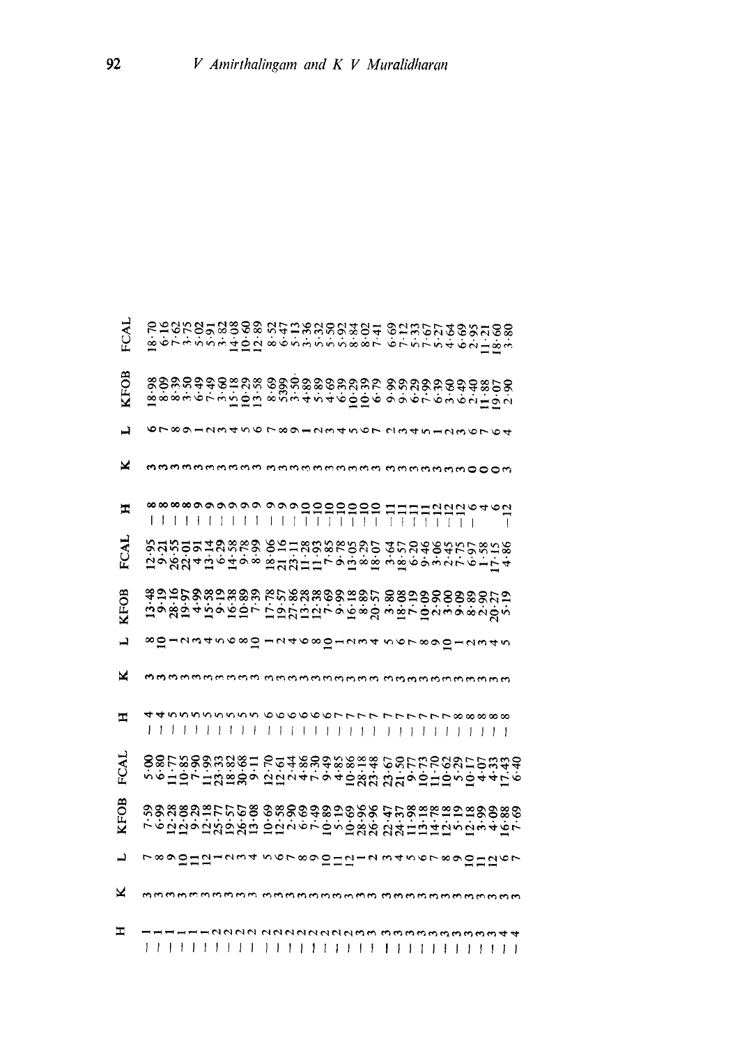| H | K | L | KFOB | FCAL | H | K | L | KFOB | FCAL | H | K | L | KFOB | FCAL |
|---|---|---|---|---|---|---|---|---|---|---|---|---|---|---|
| −1 | 3 | 7 | 7·59 | 5·00 | −4 | 3 | 8 | 13·48 | 12·95 | −8 | 3 | 6 | 18·98 | 18·70 |
| −1 | 3 | 8 | 6·99 | 6·80 | −4 | 3 | 10 | 9·19 | 9·21 | −8 | 3 | 7 | 8·09 | 6·16 |
| −1 | 3 | 9 | 12·28 | 11·77 | −5 | 3 | 1 | 28·16 | 26·55 | −8 | 3 | 8 | 8·39 | 7·62 |
| −1 | 3 | 10 | 12·08 | 10·85 | −5 | 3 | 2 | 19·97 | 22·01 | −8 | 3 | 9 | 3·50 | 3·75 |
| −1 | 3 | 11 | 9·29 | 7·90 | −5 | 3 | 3 | 4·99 | 4·91 | −9 | 3 | 1 | 6·49 | 5·02 |
| −1 | 3 | 12 | 12·18 | 11·99 | −5 | 3 | 4 | 15·58 | 13·14 | −9 | 3 | 2 | 7·49 | 5·91 |
| −2 | 3 | 1 | 25·77 | 23·33 | −5 | 3 | 5 | 9·19 | 6·29 | −9 | 3 | 3 | 3·60 | 3·82 |
| −2 | 3 | 2 | 19·57 | 18·82 | −5 | 3 | 6 | 16·38 | 14·58 | −9 | 3 | 4 | 15·18 | 14·08 |
| −2 | 3 | 3 | 26·67 | 30·68 | −5 | 3 | 8 | 10·89 | 9·78 | −9 | 3 | 5 | 10·29 | 10·60 |
| −2 | 3 | 4 | 13·08 | 9·11 | −5 | 3 | 10 | 7·39 | 8·99 | −9 | 3 | 6 | 13·58 | 12·89 |
| −2 | 3 | 5 | 10·69 | 12·70 | −6 | 3 | 1 | 17·78 | 18·06 | −9 | 3 | 7 | 8·69 | 8·52 |
| −2 | 3 | 6 | 12·58 | 12·61 | −6 | 3 | 2 | 19·57 | 21·16 | −9 | 3 | 8 | 5399 | 6·47 |
| −2 | 3 | 7 | 2·90 | 2·44 | −6 | 3 | 4 | 27·86 | 23·11 | −9 | 3 | 9 | 3·50 | 5·13 |
| −2 | 3 | 8 | 6·69 | 4·86 | −6 | 3 | 6 | 13·28 | 11·28 | −10 | 3 | 1 | 4·89 | 3·36 |
| −2 | 3 | 9 | 7·49 | 7·30 | −6 | 3 | 8 | 12·38 | 11·93 | −10 | 3 | 2 | 5·89 | 5·32 |
| −2 | 3 | 10 | 10·89 | 9·49 | −6 | 3 | 10 | 7·69 | 7·85 | −10 | 3 | 3 | 4·69 | 5·50 |
| −2 | 3 | 11 | 5·19 | 4·85 | −7 | 3 | 1 | 9·99 | 9·78 | −10 | 3 | 4 | 6·39 | 5·92 |
| −2 | 3 | 12 | 10·69 | 10·86 | −7 | 3 | 2 | 16·18 | 13·05 | −10 | 3 | 5 | 10·29 | 8·84 |
| −3 | 3 | 1 | 28·96 | 28·18 | −7 | 3 | 3 | 8·89 | 8·29 | −10 | 3 | 6 | 10·39 | 8·02 |
| −3 | 3 | 2 | 26·96 | 23·48 | −7 | 3 | 4 | 20·57 | 18·07 | −10 | 3 | 7 | 6·79 | 7·41 |
| −3 | 3 | 3 | 22·47 | 23·67 | −7 | 3 | 5 | 3·80 | 3·64 | −11 | 3 | 2 | 9·99 | 6·69 |
| −3 | 3 | 4 | 24·37 | 21·50 | −7 | 3 | 6 | 18·57 | 18·57 | −11 | 3 | 3 | 9·59 | 7·12 |
| −3 | 3 | 5 | 11·98 | 9·77 | −7 | 3 | 7 | 7·19 | 6·20 | −11 | 3 | 4 | 6·29 | 5·33 |
| −3 | 3 | 6 | 13·18 | 10·73 | −7 | 3 | 8 | 10·09 | 9·46 | −11 | 3 | 5 | 7·99 | 7·67 |
| −3 | 3 | 7 | 14·78 | 11·70 | −7 | 3 | 9 | 2·90 | 3·06 | −12 | 3 | 1 | 6·39 | 5·27 |
| −3 | 3 | 8 | 12·18 | 10·62 | −7 | 3 | 10 | 3·00 | 2·45 | −12 | 3 | 2 | 3·60 | 4·64 |
| −3 | 3 | 9 | 5·19 | 5·29 | −8 | 3 | 1 | 3·09 | 7·75 | −12 | 3 | 3 | 6·49 | 6·69 |
| −3 | 3 | 10 | 12·18 | 10·17 | −8 | 3 | 2 | 8·89 | 6·97 | 6 | 0 | 6 | 2·40 | 2·95 |
| −3 | 3 | 11 | 3·99 | 4·07 | −8 | 3 | 3 | 2·90 | 1·58 | 4 | 0 | 7 | 11·88 | 11·21 |
| −3 | 3 | 12 | 4·09 | 4·33 | −8 | 3 | 4 | 20·27 | 17·15 | 6 | 0 | 6 | 19·07 | 18·60 |
| −4 | 3 | 6 | 16·88 | 17·43 | −8 | 3 | 5 | 5·19 | 4·86 | −12 | 3 | 4 | 2·90 | 3·80 |
| −4 | 3 | 7 | 7·69 | 6·40 | | | | | | | | | | |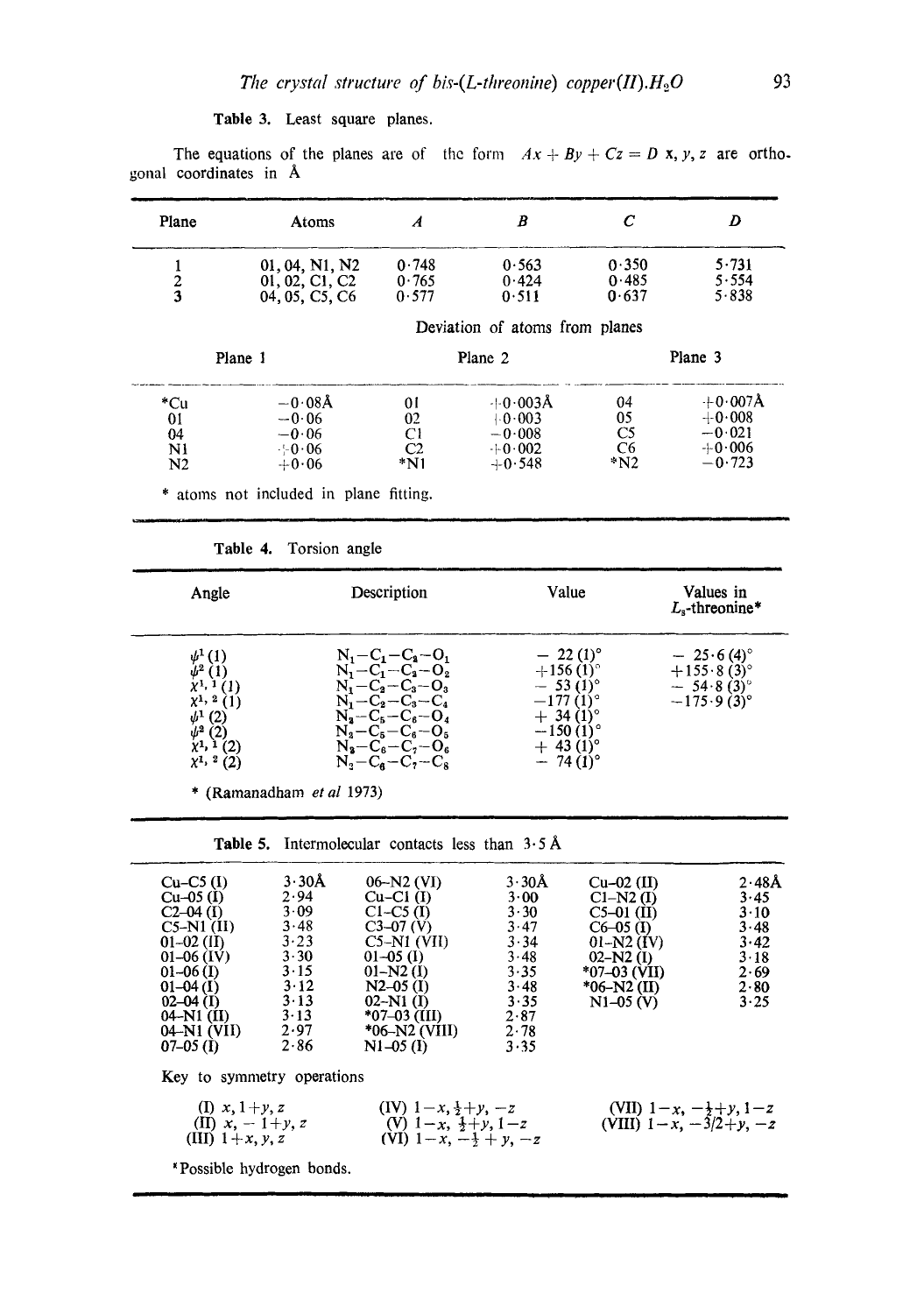**Table 3.** Least square planes.

The equations of the planes are of the form $Ax + By + Cz = D$ x, y, z are orthogonal coordinates in Å

| Plane | Atoms | A | B | C | D |
|---|---|---|---|---|---|
| 1 | O1, O4, N1, N2 | 0·748 | 0·563 | 0·350 | 5·731 |
| 2 | O1, O2, C1, C2 | 0·765 | 0·424 | 0·485 | 5·554 |
| 3 | O4, O5, C5, C6 | 0·577 | 0·511 | 0·637 | 5·838 |

Deviation of atoms from planes

| Plane 1 | | Plane 2 | | Plane 3 | |
|---|---|---|---|---|---|
| *Cu | −0·08Å | O1 | +0·003Å | O4 | +0·007Å |
| O1 | −0·06 | O2 | +0·003 | O5 | +0·008 |
| O4 | −0·06 | C1 | −0·008 | C5 | −0·021 |
| N1 | +0·06 | C2 | +0·002 | C6 | +0·006 |
| N2 | +0·06 | *N1 | +0·548 | *N2 | −0·723 |

\* atoms not included in plane fitting.

**Table 4.** Torsion angle

| Angle | Description | Value | Values in $L_s$-threonine* |
|---|---|---|---|
| $\psi^1$ (1) | $N_1-C_1-C_2-O_1$ | − 22 (1)° | − 25·6 (4)° |
| $\psi^2$ (1) | $N_1-C_1-C_2-O_2$ | +156 (1)° | +155·8 (3)° |
| $\chi^{1,1}$ (1) | $N_1-C_2-C_3-O_3$ | − 53 (1)° | − 54·8 (3)° |
| $\chi^{1,2}$ (1) | $N_1-C_2-C_3-C_4$ | −177 (1)° | −175·9 (3)° |
| $\psi^1$ (2) | $N_2-C_5-C_6-O_4$ | + 34 (1)° | |
| $\psi^2$ (2) | $N_2-C_5-C_6-O_5$ | −150 (1)° | |
| $\chi^{1,1}$ (2) | $N_2-C_6-C_7-O_6$ | + 43 (1)° | |
| $\chi^{1,2}$ (2) | $N_2-C_6-C_7-C_8$ | − 74 (1)° | |

\* (Ramanadham *et al* 1973)

**Table 5.** Intermolecular contacts less than 3·5 Å

| | | | | | |
|---|---|---|---|---|---|
| Cu–C5 (I) | 3·30Å | O6–N2 (VI) | 3·30Å | Cu–O2 (II) | 2·48Å |
| Cu–O5 (I) | 2·94 | Cu–C1 (I) | 3·00 | C1–N2 (I) | 3·45 |
| C2–O4 (I) | 3·09 | C1–C5 (I) | 3·30 | C5–O1 (II) | 3·10 |
| C5–N1 (II) | 3·48 | C3–O7 (V) | 3·47 | C6–O5 (I) | 3·48 |
| O1–O2 (II) | 3·23 | C5–N1 (VII) | 3·34 | O1–N2 (IV) | 3·42 |
| O1–O6 (IV) | 3·30 | O1–O5 (I) | 3·48 | O2–N2 (I) | 3·18 |
| O1–O6 (I) | 3·15 | O1–N2 (I) | 3·35 | *O7–O3 (VII) | 2·69 |
| O1–O4 (I) | 3·12 | N2–O5 (I) | 3·48 | *O6–N2 (II) | 2·80 |
| O2–O4 (I) | 3·13 | O2–N1 (I) | 3·35 | N1–O5 (V) | 3·25 |
| O4–N1 (II) | 3·13 | *O7–O3 (III) | 2·87 | | |
| O4–N1 (VII) | 2·97 | *O6–N2 (VIII) | 2·78 | | |
| O7–O5 (I) | 2·86 | N1–O5 (I) | 3·35 | | |

Key to symmetry operations

(I) $x, 1+y, z$
(II) $x, -1+y, z$
(III) $1+x, y, z$
(IV) $1-x, \frac{1}{2}+y, -z$
(V) $1-x, \frac{1}{2}+y, 1-z$
(VI) $1-x, -\frac{1}{2}+y, -z$
(VII) $1-x, -\frac{1}{2}+y, 1-z$
(VIII) $1-x, -3/2+y, -z$

\*Possible hydrogen bonds.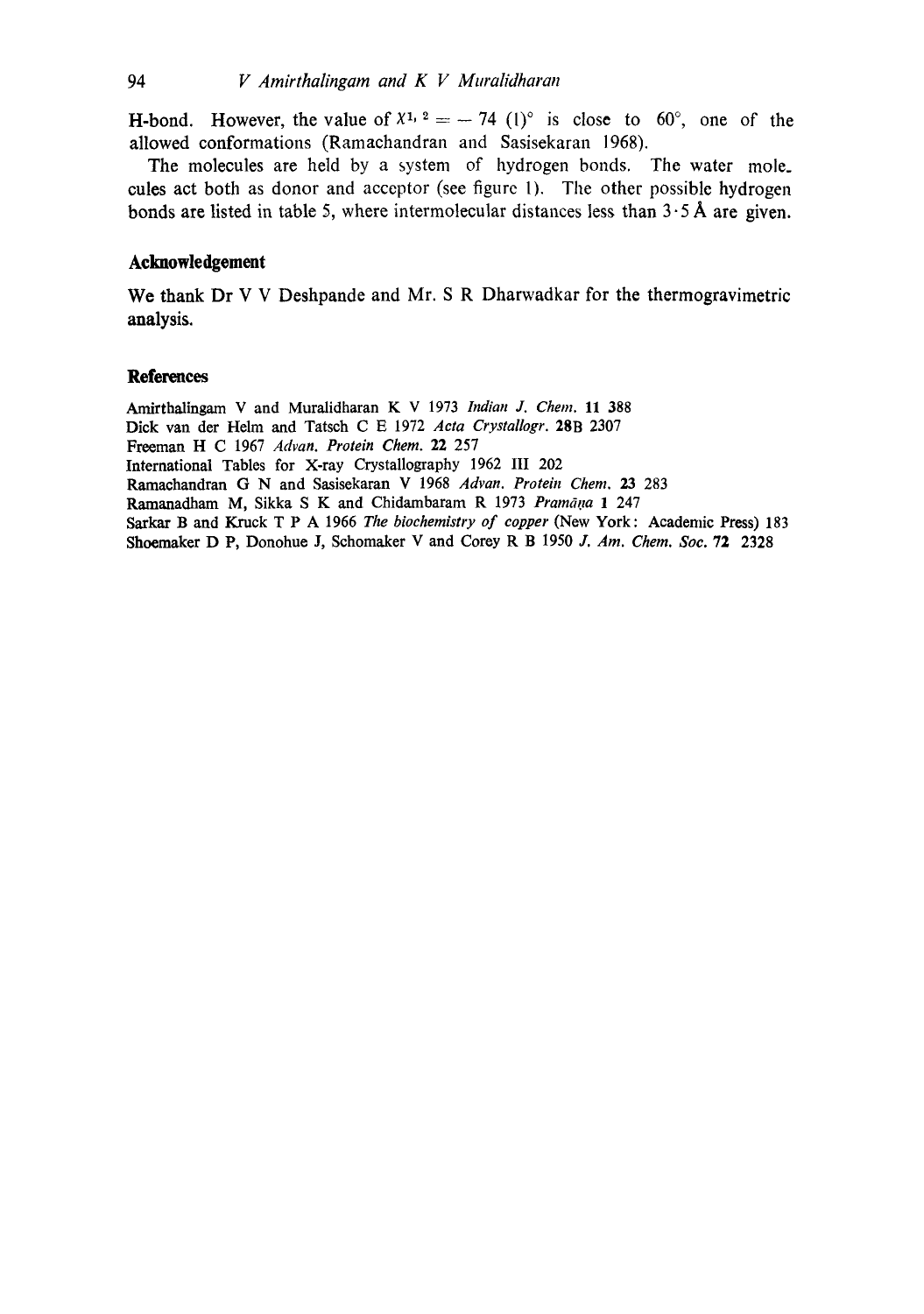H-bond. However, the value of $\chi^{1,2} = -74\ (1)^\circ$ is close to $60^\circ$, one of the allowed conformations (Ramachandran and Sasisekaran 1968).

The molecules are held by a system of hydrogen bonds. The water molecules act both as donor and acceptor (see figure 1). The other possible hydrogen bonds are listed in table 5, where intermolecular distances less than $3 \cdot 5$ Å are given.

## Acknowledgement

We thank Dr V V Deshpande and Mr. S R Dharwadkar for the thermogravimetric analysis.

## References

Amirthalingam V and Muralidharan K V 1973 *Indian J. Chem.* **11** 388

Dick van der Helm and Tatsch C E 1972 *Acta Crystallogr.* **28B** 2307

Freeman H C 1967 *Advan. Protein Chem.* **22** 257

International Tables for X-ray Crystallography 1962 III 202

Ramachandran G N and Sasisekaran V 1968 *Advan. Protein Chem.* **23** 283

Ramanadham M, Sikka S K and Chidambaram R 1973 *Pramāṇa* **1** 247

Sarkar B and Kruck T P A 1966 *The biochemistry of copper* (New York: Academic Press) 183

Shoemaker D P, Donohue J, Schomaker V and Corey R B 1950 *J. Am. Chem. Soc.* **72** 2328